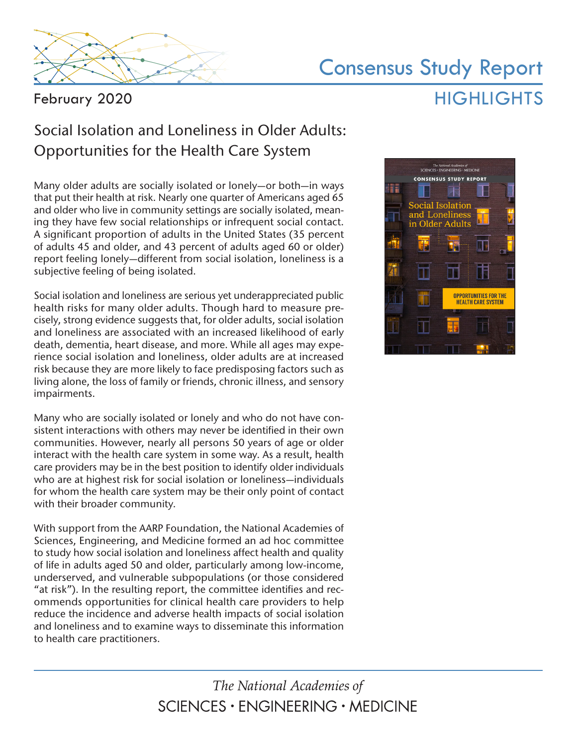# Consensus Study Report

## HIGHLIGHTS

February 2020

## Social Isolation and Loneliness in Older Adults: Opportunities for the Health Care System

Many older adults are socially isolated or lonely—or both—in ways that put their health at risk. Nearly one quarter of Americans aged 65 and older who live in community settings are socially isolated, meaning they have few social relationships or infrequent social contact. A significant proportion of adults in the United States (35 percent of adults 45 and older, and 43 percent of adults aged 60 or older) report feeling lonely—different from social isolation, loneliness is a subjective feeling of being isolated.

Social isolation and loneliness are serious yet underappreciated public health risks for many older adults. Though hard to measure precisely, strong evidence suggests that, for older adults, social isolation and loneliness are associated with an increased likelihood of early death, dementia, heart disease, and more. While all ages may experience social isolation and loneliness, older adults are at increased risk because they are more likely to face predisposing factors such as living alone, the loss of family or friends, chronic illness, and sensory impairments.

Many who are socially isolated or lonely and who do not have consistent interactions with others may never be identified in their own communities. However, nearly all persons 50 years of age or older interact with the health care system in some way. As a result, health care providers may be in the best position to identify older individuals who are at highest risk for social isolation or loneliness—individuals for whom the health care system may be their only point of contact with their broader community.

With support from the AARP Foundation, the National Academies of Sciences, Engineering, and Medicine formed an ad hoc committee to study how social isolation and loneliness affect health and quality of life in adults aged 50 and older, particularly among low-income, underserved, and vulnerable subpopulations (or those considered "at risk"). In the resulting report, the committee identifies and recommends opportunities for clinical health care providers to help reduce the incidence and adverse health impacts of social isolation and loneliness and to examine ways to disseminate this information to health care practitioners.

*The National Academies of*
SCIENCES · ENGINEERING · MEDICINE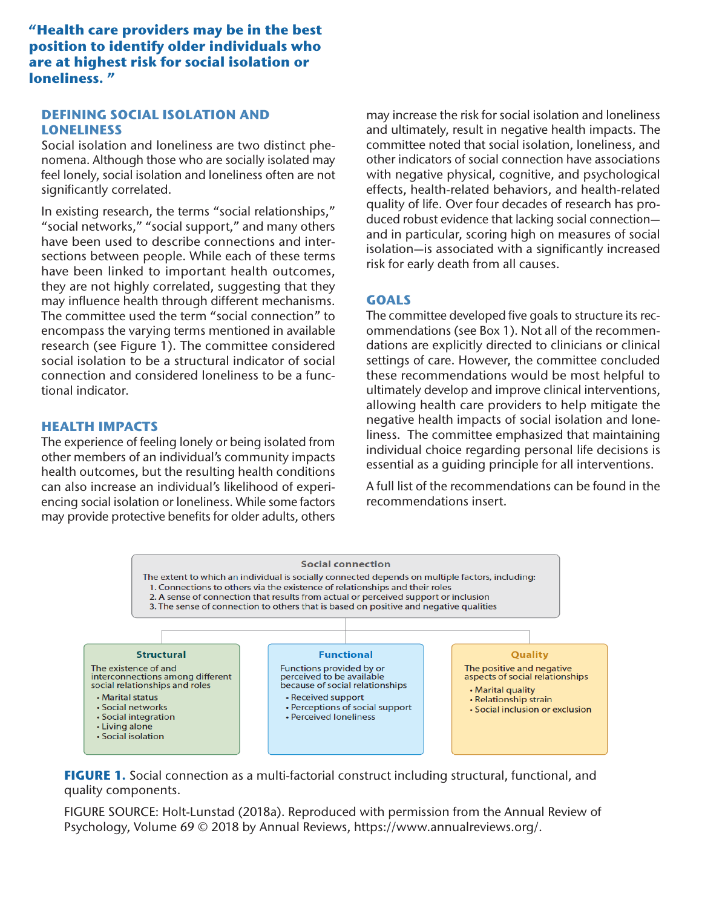**"Health care providers may be in the best position to identify older individuals who are at highest risk for social isolation or loneliness."**

## DEFINING SOCIAL ISOLATION AND LONELINESS

Social isolation and loneliness are two distinct phenomena. Although those who are socially isolated may feel lonely, social isolation and loneliness often are not significantly correlated.

In existing research, the terms "social relationships," "social networks," "social support," and many others have been used to describe connections and intersections between people. While each of these terms have been linked to important health outcomes, they are not highly correlated, suggesting that they may influence health through different mechanisms. The committee used the term "social connection" to encompass the varying terms mentioned in available research (see Figure 1). The committee considered social isolation to be a structural indicator of social connection and considered loneliness to be a functional indicator.

## HEALTH IMPACTS

The experience of feeling lonely or being isolated from other members of an individual's community impacts health outcomes, but the resulting health conditions can also increase an individual's likelihood of experiencing social isolation or loneliness. While some factors may provide protective benefits for older adults, others may increase the risk for social isolation and loneliness and ultimately, result in negative health impacts. The committee noted that social isolation, loneliness, and other indicators of social connection have associations with negative physical, cognitive, and psychological effects, health-related behaviors, and health-related quality of life. Over four decades of research has produced robust evidence that lacking social connection—and in particular, scoring high on measures of social isolation—is associated with a significantly increased risk for early death from all causes.

## GOALS

The committee developed five goals to structure its recommendations (see Box 1). Not all of the recommendations are explicitly directed to clinicians or clinical settings of care. However, the committee concluded these recommendations would be most helpful to ultimately develop and improve clinical interventions, allowing health care providers to help mitigate the negative health impacts of social isolation and loneliness. The committee emphasized that maintaining individual choice regarding personal life decisions is essential as a guiding principle for all interventions.

A full list of the recommendations can be found in the recommendations insert.

**Social connection**

The extent to which an individual is socially connected depends on multiple factors, including:
1. Connections to others via the existence of relationships and their roles
2. A sense of connection that results from actual or perceived support or inclusion
3. The sense of connection to others that is based on positive and negative qualities

**Structural**

The existence of and interconnections among different social relationships and roles
- Marital status
- Social networks
- Social integration
- Living alone
- Social isolation

**Functional**

Functions provided by or perceived to be available because of social relationships
- Received support
- Perceptions of social support
- Perceived loneliness

**Quality**

The positive and negative aspects of social relationships
- Marital quality
- Relationship strain
- Social inclusion or exclusion

**FIGURE 1.** Social connection as a multi-factorial construct including structural, functional, and quality components.

FIGURE SOURCE: Holt-Lunstad (2018a). Reproduced with permission from the Annual Review of Psychology, Volume 69 © 2018 by Annual Reviews, https://www.annualreviews.org/.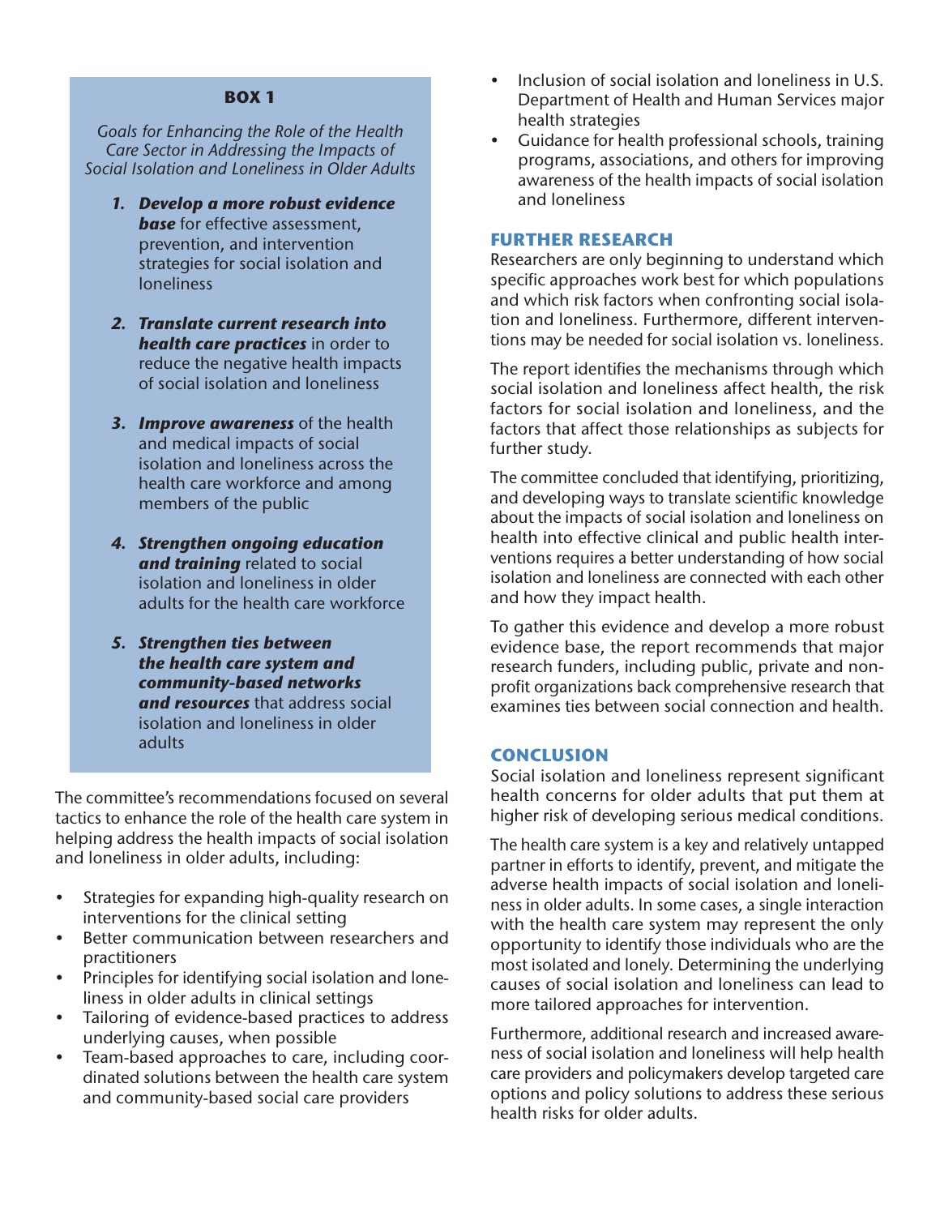**BOX 1**

*Goals for Enhancing the Role of the Health Care Sector in Addressing the Impacts of Social Isolation and Loneliness in Older Adults*

1. ***Develop a more robust evidence base*** for effective assessment, prevention, and intervention strategies for social isolation and loneliness
2. ***Translate current research into health care practices*** in order to reduce the negative health impacts of social isolation and loneliness
3. ***Improve awareness*** of the health and medical impacts of social isolation and loneliness across the health care workforce and among members of the public
4. ***Strengthen ongoing education and training*** related to social isolation and loneliness in older adults for the health care workforce
5. ***Strengthen ties between the health care system and community-based networks and resources*** that address social isolation and loneliness in older adults

The committee's recommendations focused on several tactics to enhance the role of the health care system in helping address the health impacts of social isolation and loneliness in older adults, including:

- Strategies for expanding high-quality research on interventions for the clinical setting
- Better communication between researchers and practitioners
- Principles for identifying social isolation and loneliness in older adults in clinical settings
- Tailoring of evidence-based practices to address underlying causes, when possible
- Team-based approaches to care, including coordinated solutions between the health care system and community-based social care providers
- Inclusion of social isolation and loneliness in U.S. Department of Health and Human Services major health strategies
- Guidance for health professional schools, training programs, associations, and others for improving awareness of the health impacts of social isolation and loneliness

## FURTHER RESEARCH

Researchers are only beginning to understand which specific approaches work best for which populations and which risk factors when confronting social isolation and loneliness. Furthermore, different interventions may be needed for social isolation vs. loneliness.

The report identifies the mechanisms through which social isolation and loneliness affect health, the risk factors for social isolation and loneliness, and the factors that affect those relationships as subjects for further study.

The committee concluded that identifying, prioritizing, and developing ways to translate scientific knowledge about the impacts of social isolation and loneliness on health into effective clinical and public health interventions requires a better understanding of how social isolation and loneliness are connected with each other and how they impact health.

To gather this evidence and develop a more robust evidence base, the report recommends that major research funders, including public, private and nonprofit organizations back comprehensive research that examines ties between social connection and health.

## CONCLUSION

Social isolation and loneliness represent significant health concerns for older adults that put them at higher risk of developing serious medical conditions.

The health care system is a key and relatively untapped partner in efforts to identify, prevent, and mitigate the adverse health impacts of social isolation and loneliness in older adults. In some cases, a single interaction with the health care system may represent the only opportunity to identify those individuals who are the most isolated and lonely. Determining the underlying causes of social isolation and loneliness can lead to more tailored approaches for intervention.

Furthermore, additional research and increased awareness of social isolation and loneliness will help health care providers and policymakers develop targeted care options and policy solutions to address these serious health risks for older adults.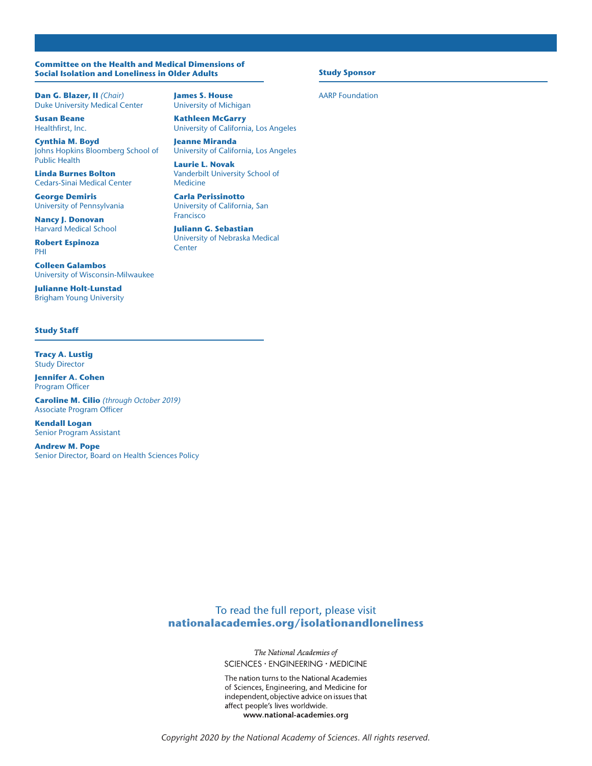### Committee on the Health and Medical Dimensions of Social Isolation and Loneliness in Older Adults

**Dan G. Blazer, II** *(Chair)*
Duke University Medical Center

**Susan Beane**
Healthfirst, Inc.

**Cynthia M. Boyd**
Johns Hopkins Bloomberg School of Public Health

**Linda Burnes Bolton**
Cedars-Sinai Medical Center

**George Demiris**
University of Pennsylvania

**Nancy J. Donovan**
Harvard Medical School

**Robert Espinoza**
PHI

**Colleen Galambos**
University of Wisconsin-Milwaukee

**Julianne Holt-Lunstad**
Brigham Young University

**James S. House**
University of Michigan

**Kathleen McGarry**
University of California, Los Angeles

**Jeanne Miranda**
University of California, Los Angeles

**Laurie L. Novak**
Vanderbilt University School of Medicine

**Carla Perissinotto**
University of California, San Francisco

**Juliann G. Sebastian**
University of Nebraska Medical Center

### Study Sponsor

AARP Foundation

### Study Staff

**Tracy A. Lustig**
Study Director

**Jennifer A. Cohen**
Program Officer

**Caroline M. Cilio** *(through October 2019)*
Associate Program Officer

**Kendall Logan**
Senior Program Assistant

**Andrew M. Pope**
Senior Director, Board on Health Sciences Policy

To read the full report, please visit
**nationalacademies.org/isolationandloneliness**

*The National Academies of*
SCIENCES · ENGINEERING · MEDICINE

The nation turns to the National Academies of Sciences, Engineering, and Medicine for independent, objective advice on issues that affect people's lives worldwide.
**www.national-academies.org**

*Copyright 2020 by the National Academy of Sciences. All rights reserved.*